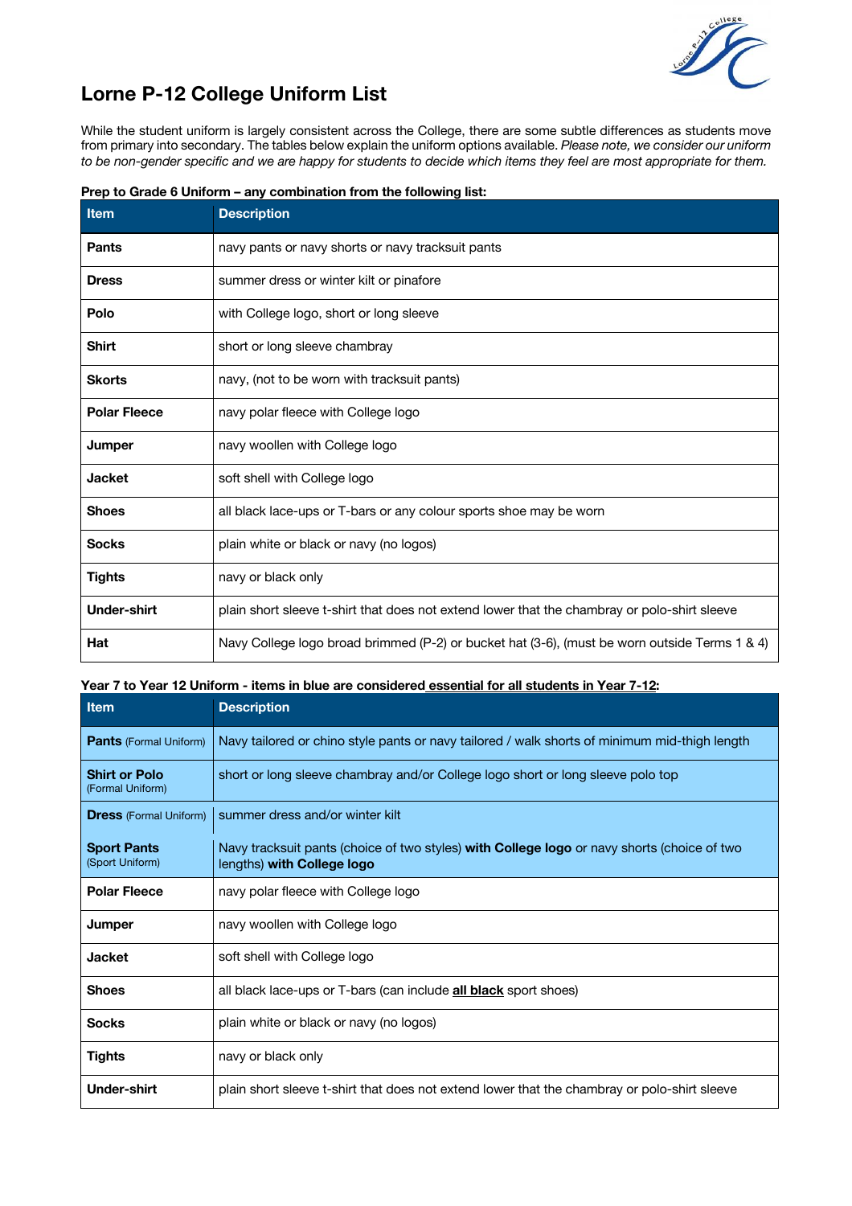# Lorne P-12 College Uniform List

While the student uniform is largely consistent across the College, there are some subtle differences as students move from primary into secondary. The tables below explain the uniform options available. *Please note, we consider our uniform to be non-gender specific and we are happy for students to decide which items they feel are most appropriate for them.*

**Prep to Grade 6 Uniform – any combination from the following list:**

| Item | Description |
|---|---|
| **Pants** | navy pants or navy shorts or navy tracksuit pants |
| **Dress** | summer dress or winter kilt or pinafore |
| **Polo** | with College logo, short or long sleeve |
| **Shirt** | short or long sleeve chambray |
| **Skorts** | navy, (not to be worn with tracksuit pants) |
| **Polar Fleece** | navy polar fleece with College logo |
| **Jumper** | navy woollen with College logo |
| **Jacket** | soft shell with College logo |
| **Shoes** | all black lace-ups or T-bars or any colour sports shoe may be worn |
| **Socks** | plain white or black or navy (no logos) |
| **Tights** | navy or black only |
| **Under-shirt** | plain short sleeve t-shirt that does not extend lower that the chambray or polo-shirt sleeve |
| **Hat** | Navy College logo broad brimmed (P-2) or bucket hat (3-6), (must be worn outside Terms 1 & 4) |

**Year 7 to Year 12 Uniform - items in blue are considered essential for all students in Year 7-12:**

| Item | Description |
|---|---|
| **Pants** (Formal Uniform) | Navy tailored or chino style pants or navy tailored / walk shorts of minimum mid-thigh length |
| **Shirt or Polo** (Formal Uniform) | short or long sleeve chambray and/or College logo short or long sleeve polo top |
| **Dress** (Formal Uniform) | summer dress and/or winter kilt |
| **Sport Pants** (Sport Uniform) | Navy tracksuit pants (choice of two styles) **with College logo** or navy shorts (choice of two lengths) **with College logo** |
| **Polar Fleece** | navy polar fleece with College logo |
| **Jumper** | navy woollen with College logo |
| **Jacket** | soft shell with College logo |
| **Shoes** | all black lace-ups or T-bars (can include **all black** sport shoes) |
| **Socks** | plain white or black or navy (no logos) |
| **Tights** | navy or black only |
| **Under-shirt** | plain short sleeve t-shirt that does not extend lower that the chambray or polo-shirt sleeve |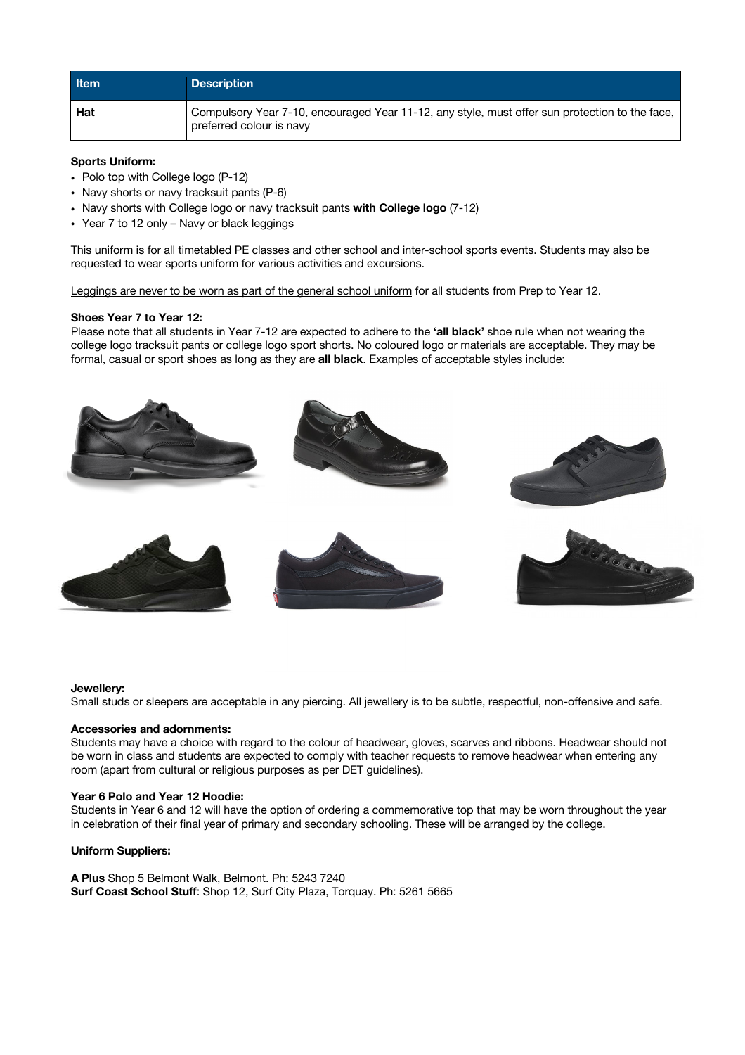| Item | Description |
| --- | --- |
| **Hat** | Compulsory Year 7-10, encouraged Year 11-12, any style, must offer sun protection to the face, preferred colour is navy |

**Sports Uniform:**

- Polo top with College logo (P-12)
- Navy shorts or navy tracksuit pants (P-6)
- Navy shorts with College logo or navy tracksuit pants **with College logo** (7-12)
- Year 7 to 12 only – Navy or black leggings

This uniform is for all timetabled PE classes and other school and inter-school sports events. Students may also be requested to wear sports uniform for various activities and excursions.

Leggings are never to be worn as part of the general school uniform for all students from Prep to Year 12.

**Shoes Year 7 to Year 12:**

Please note that all students in Year 7-12 are expected to adhere to the **'all black'** shoe rule when not wearing the college logo tracksuit pants or college logo sport shorts. No coloured logo or materials are acceptable. They may be formal, casual or sport shoes as long as they are **all black**. Examples of acceptable styles include:

**Jewellery:**

Small studs or sleepers are acceptable in any piercing. All jewellery is to be subtle, respectful, non-offensive and safe.

**Accessories and adornments:**

Students may have a choice with regard to the colour of headwear, gloves, scarves and ribbons. Headwear should not be worn in class and students are expected to comply with teacher requests to remove headwear when entering any room (apart from cultural or religious purposes as per DET guidelines).

**Year 6 Polo and Year 12 Hoodie:**

Students in Year 6 and 12 will have the option of ordering a commemorative top that may be worn throughout the year in celebration of their final year of primary and secondary schooling. These will be arranged by the college.

**Uniform Suppliers:**

**A Plus** Shop 5 Belmont Walk, Belmont. Ph: 5243 7240
**Surf Coast School Stuff**: Shop 12, Surf City Plaza, Torquay. Ph: 5261 5665